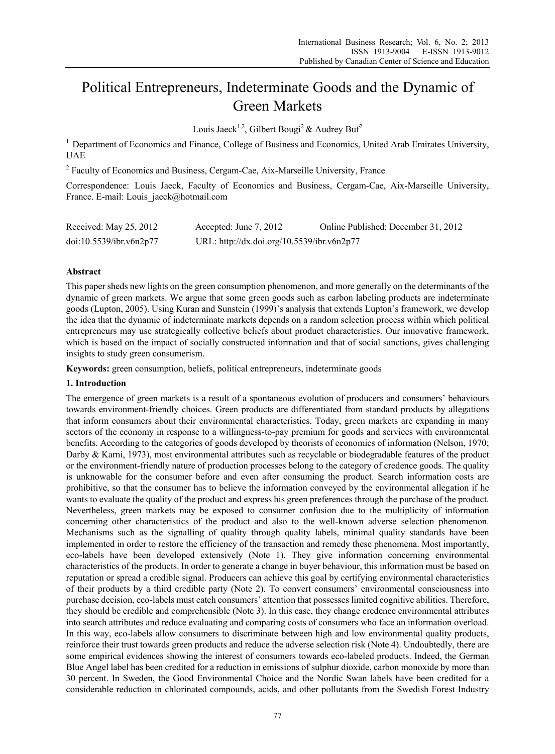# Political Entrepreneurs, Indeterminate Goods and the Dynamic of Green Markets

Louis Jaeck[1,2], Gilbert Bougi[2] & Audrey Buf[2]

[1] Department of Economics and Finance, College of Business and Economics, United Arab Emirates University, UAE

[2] Faculty of Economics and Business, Cergam-Cae, Aix-Marseille University, France

Correspondence: Louis Jaeck, Faculty of Economics and Business, Cergam-Cae, Aix-Marseille University, France. E-mail: Louis_jaeck@hotmail.com

| Received: May 25, 2012 | Accepted: June 7, 2012 | Online Published: December 31, 2012 |
|---|---|---|
| doi:10.5539/ibr.v6n2p77 | URL: http://dx.doi.org/10.5539/ibr.v6n2p77 | |

## Abstract

This paper sheds new lights on the green consumption phenomenon, and more generally on the determinants of the dynamic of green markets. We argue that some green goods such as carbon labeling products are indeterminate goods (Lupton, 2005). Using Kuran and Sunstein (1999)'s analysis that extends Lupton's framework, we develop the idea that the dynamic of indeterminate markets depends on a random selection process within which political entrepreneurs may use strategically collective beliefs about product characteristics. Our innovative framework, which is based on the impact of socially constructed information and that of social sanctions, gives challenging insights to study green consumerism.

**Keywords:** green consumption, beliefs, political entrepreneurs, indeterminate goods

## 1. Introduction

The emergence of green markets is a result of a spontaneous evolution of producers and consumers' behaviours towards environment-friendly choices. Green products are differentiated from standard products by allegations that inform consumers about their environmental characteristics. Today, green markets are expanding in many sectors of the economy in response to a willingness-to-pay premium for goods and services with environmental benefits. According to the categories of goods developed by theorists of economics of information (Nelson, 1970; Darby & Karni, 1973), most environmental attributes such as recyclable or biodegradable features of the product or the environment-friendly nature of production processes belong to the category of credence goods. The quality is unknowable for the consumer before and even after consuming the product. Search information costs are prohibitive, so that the consumer has to believe the information conveyed by the environmental allegation if he wants to evaluate the quality of the product and express his green preferences through the purchase of the product. Nevertheless, green markets may be exposed to consumer confusion due to the multiplicity of information concerning other characteristics of the product and also to the well-known adverse selection phenomenon. Mechanisms such as the signalling of quality through quality labels, minimal quality standards have been implemented in order to restore the efficiency of the transaction and remedy these phenomena. Most importantly, eco-labels have been developed extensively (Note 1). They give information concerning environmental characteristics of the products. In order to generate a change in buyer behaviour, this information must be based on reputation or spread a credible signal. Producers can achieve this goal by certifying environmental characteristics of their products by a third credible party (Note 2). To convert consumers' environmental consciousness into purchase decision, eco-labels must catch consumers' attention that possesses limited cognitive abilities. Therefore, they should be credible and comprehensible (Note 3). In this case, they change credence environmental attributes into search attributes and reduce evaluating and comparing costs of consumers who face an information overload. In this way, eco-labels allow consumers to discriminate between high and low environmental quality products, reinforce their trust towards green products and reduce the adverse selection risk (Note 4). Undoubtedly, there are some empirical evidences showing the interest of consumers towards eco-labeled products. Indeed, the German Blue Angel label has been credited for a reduction in emissions of sulphur dioxide, carbon monoxide by more than 30 percent. In Sweden, the Good Environmental Choice and the Nordic Swan labels have been credited for a considerable reduction in chlorinated compounds, acids, and other pollutants from the Swedish Forest Industry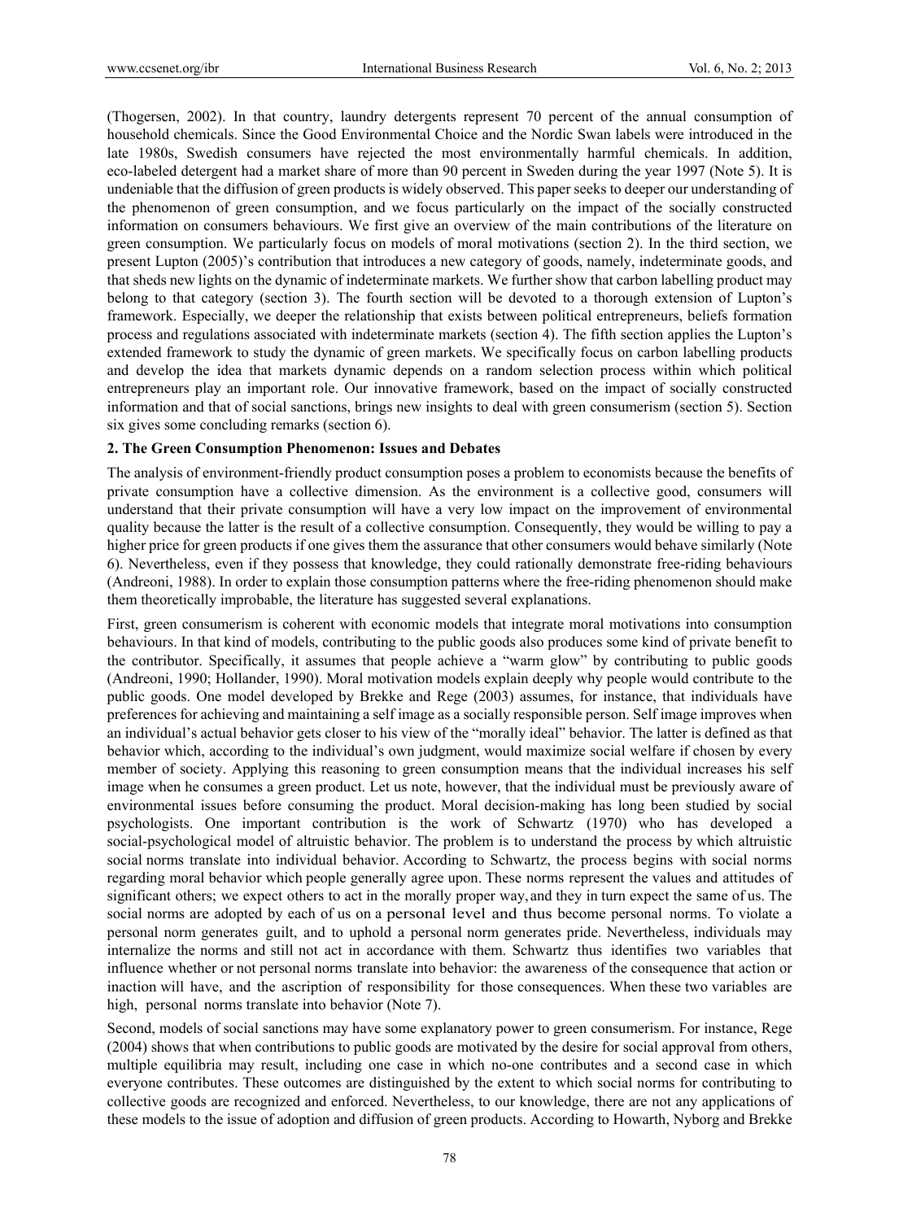(Thogersen, 2002). In that country, laundry detergents represent 70 percent of the annual consumption of household chemicals. Since the Good Environmental Choice and the Nordic Swan labels were introduced in the late 1980s, Swedish consumers have rejected the most environmentally harmful chemicals. In addition, eco-labeled detergent had a market share of more than 90 percent in Sweden during the year 1997 (Note 5). It is undeniable that the diffusion of green products is widely observed. This paper seeks to deeper our understanding of the phenomenon of green consumption, and we focus particularly on the impact of the socially constructed information on consumers behaviours. We first give an overview of the main contributions of the literature on green consumption. We particularly focus on models of moral motivations (section 2). In the third section, we present Lupton (2005)'s contribution that introduces a new category of goods, namely, indeterminate goods, and that sheds new lights on the dynamic of indeterminate markets. We further show that carbon labelling product may belong to that category (section 3). The fourth section will be devoted to a thorough extension of Lupton's framework. Especially, we deeper the relationship that exists between political entrepreneurs, beliefs formation process and regulations associated with indeterminate markets (section 4). The fifth section applies the Lupton's extended framework to study the dynamic of green markets. We specifically focus on carbon labelling products and develop the idea that markets dynamic depends on a random selection process within which political entrepreneurs play an important role. Our innovative framework, based on the impact of socially constructed information and that of social sanctions, brings new insights to deal with green consumerism (section 5). Section six gives some concluding remarks (section 6).

## 2. The Green Consumption Phenomenon: Issues and Debates

The analysis of environment-friendly product consumption poses a problem to economists because the benefits of private consumption have a collective dimension. As the environment is a collective good, consumers will understand that their private consumption will have a very low impact on the improvement of environmental quality because the latter is the result of a collective consumption. Consequently, they would be willing to pay a higher price for green products if one gives them the assurance that other consumers would behave similarly (Note 6). Nevertheless, even if they possess that knowledge, they could rationally demonstrate free-riding behaviours (Andreoni, 1988). In order to explain those consumption patterns where the free-riding phenomenon should make them theoretically improbable, the literature has suggested several explanations.

First, green consumerism is coherent with economic models that integrate moral motivations into consumption behaviours. In that kind of models, contributing to the public goods also produces some kind of private benefit to the contributor. Specifically, it assumes that people achieve a "warm glow" by contributing to public goods (Andreoni, 1990; Hollander, 1990). Moral motivation models explain deeply why people would contribute to the public goods. One model developed by Brekke and Rege (2003) assumes, for instance, that individuals have preferences for achieving and maintaining a self image as a socially responsible person. Self image improves when an individual's actual behavior gets closer to his view of the "morally ideal" behavior. The latter is defined as that behavior which, according to the individual's own judgment, would maximize social welfare if chosen by every member of society. Applying this reasoning to green consumption means that the individual increases his self image when he consumes a green product. Let us note, however, that the individual must be previously aware of environmental issues before consuming the product. Moral decision-making has long been studied by social psychologists. One important contribution is the work of Schwartz (1970) who has developed a social-psychological model of altruistic behavior. The problem is to understand the process by which altruistic social norms translate into individual behavior. According to Schwartz, the process begins with social norms regarding moral behavior which people generally agree upon. These norms represent the values and attitudes of significant others; we expect others to act in the morally proper way, and they in turn expect the same of us. The social norms are adopted by each of us on a personal level and thus become personal norms. To violate a personal norm generates guilt, and to uphold a personal norm generates pride. Nevertheless, individuals may internalize the norms and still not act in accordance with them. Schwartz thus identifies two variables that influence whether or not personal norms translate into behavior: the awareness of the consequence that action or inaction will have, and the ascription of responsibility for those consequences. When these two variables are high, personal norms translate into behavior (Note 7).

Second, models of social sanctions may have some explanatory power to green consumerism. For instance, Rege (2004) shows that when contributions to public goods are motivated by the desire for social approval from others, multiple equilibria may result, including one case in which no-one contributes and a second case in which everyone contributes. These outcomes are distinguished by the extent to which social norms for contributing to collective goods are recognized and enforced. Nevertheless, to our knowledge, there are not any applications of these models to the issue of adoption and diffusion of green products. According to Howarth, Nyborg and Brekke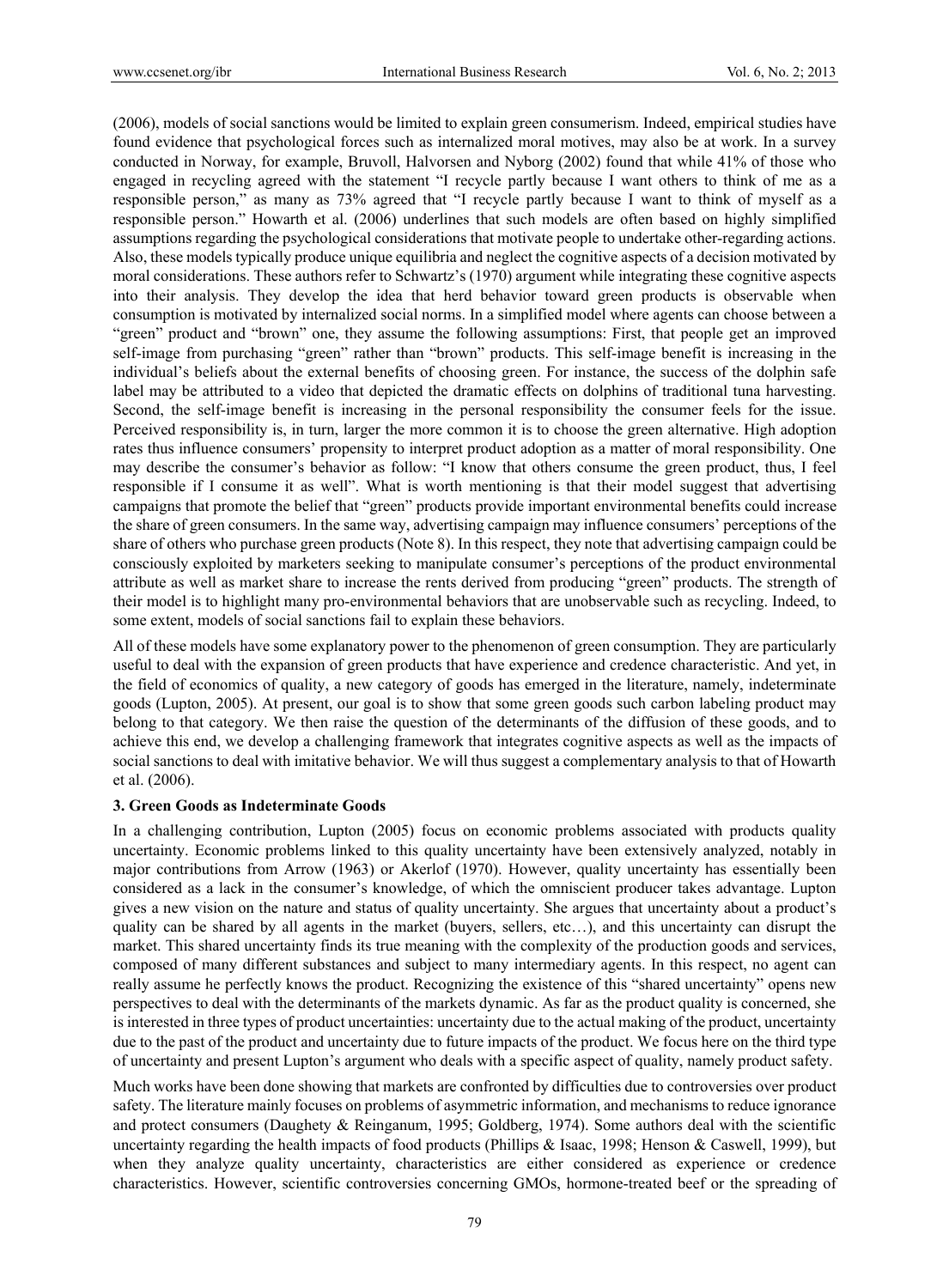(2006), models of social sanctions would be limited to explain green consumerism. Indeed, empirical studies have found evidence that psychological forces such as internalized moral motives, may also be at work. In a survey conducted in Norway, for example, Bruvoll, Halvorsen and Nyborg (2002) found that while 41% of those who engaged in recycling agreed with the statement "I recycle partly because I want others to think of me as a responsible person," as many as 73% agreed that "I recycle partly because I want to think of myself as a responsible person." Howarth et al. (2006) underlines that such models are often based on highly simplified assumptions regarding the psychological considerations that motivate people to undertake other-regarding actions. Also, these models typically produce unique equilibria and neglect the cognitive aspects of a decision motivated by moral considerations. These authors refer to Schwartz's (1970) argument while integrating these cognitive aspects into their analysis. They develop the idea that herd behavior toward green products is observable when consumption is motivated by internalized social norms. In a simplified model where agents can choose between a "green" product and "brown" one, they assume the following assumptions: First, that people get an improved self-image from purchasing "green" rather than "brown" products. This self-image benefit is increasing in the individual's beliefs about the external benefits of choosing green. For instance, the success of the dolphin safe label may be attributed to a video that depicted the dramatic effects on dolphins of traditional tuna harvesting. Second, the self-image benefit is increasing in the personal responsibility the consumer feels for the issue. Perceived responsibility is, in turn, larger the more common it is to choose the green alternative. High adoption rates thus influence consumers' propensity to interpret product adoption as a matter of moral responsibility. One may describe the consumer's behavior as follow: "I know that others consume the green product, thus, I feel responsible if I consume it as well". What is worth mentioning is that their model suggest that advertising campaigns that promote the belief that "green" products provide important environmental benefits could increase the share of green consumers. In the same way, advertising campaign may influence consumers' perceptions of the share of others who purchase green products (Note 8). In this respect, they note that advertising campaign could be consciously exploited by marketers seeking to manipulate consumer's perceptions of the product environmental attribute as well as market share to increase the rents derived from producing "green" products. The strength of their model is to highlight many pro-environmental behaviors that are unobservable such as recycling. Indeed, to some extent, models of social sanctions fail to explain these behaviors.

All of these models have some explanatory power to the phenomenon of green consumption. They are particularly useful to deal with the expansion of green products that have experience and credence characteristic. And yet, in the field of economics of quality, a new category of goods has emerged in the literature, namely, indeterminate goods (Lupton, 2005). At present, our goal is to show that some green goods such carbon labeling product may belong to that category. We then raise the question of the determinants of the diffusion of these goods, and to achieve this end, we develop a challenging framework that integrates cognitive aspects as well as the impacts of social sanctions to deal with imitative behavior. We will thus suggest a complementary analysis to that of Howarth et al. (2006).

### 3. Green Goods as Indeterminate Goods

In a challenging contribution, Lupton (2005) focus on economic problems associated with products quality uncertainty. Economic problems linked to this quality uncertainty have been extensively analyzed, notably in major contributions from Arrow (1963) or Akerlof (1970). However, quality uncertainty has essentially been considered as a lack in the consumer's knowledge, of which the omniscient producer takes advantage. Lupton gives a new vision on the nature and status of quality uncertainty. She argues that uncertainty about a product's quality can be shared by all agents in the market (buyers, sellers, etc…), and this uncertainty can disrupt the market. This shared uncertainty finds its true meaning with the complexity of the production goods and services, composed of many different substances and subject to many intermediary agents. In this respect, no agent can really assume he perfectly knows the product. Recognizing the existence of this "shared uncertainty" opens new perspectives to deal with the determinants of the markets dynamic. As far as the product quality is concerned, she is interested in three types of product uncertainties: uncertainty due to the actual making of the product, uncertainty due to the past of the product and uncertainty due to future impacts of the product. We focus here on the third type of uncertainty and present Lupton's argument who deals with a specific aspect of quality, namely product safety.

Much works have been done showing that markets are confronted by difficulties due to controversies over product safety. The literature mainly focuses on problems of asymmetric information, and mechanisms to reduce ignorance and protect consumers (Daughety & Reinganum, 1995; Goldberg, 1974). Some authors deal with the scientific uncertainty regarding the health impacts of food products (Phillips & Isaac, 1998; Henson & Caswell, 1999), but when they analyze quality uncertainty, characteristics are either considered as experience or credence characteristics. However, scientific controversies concerning GMOs, hormone-treated beef or the spreading of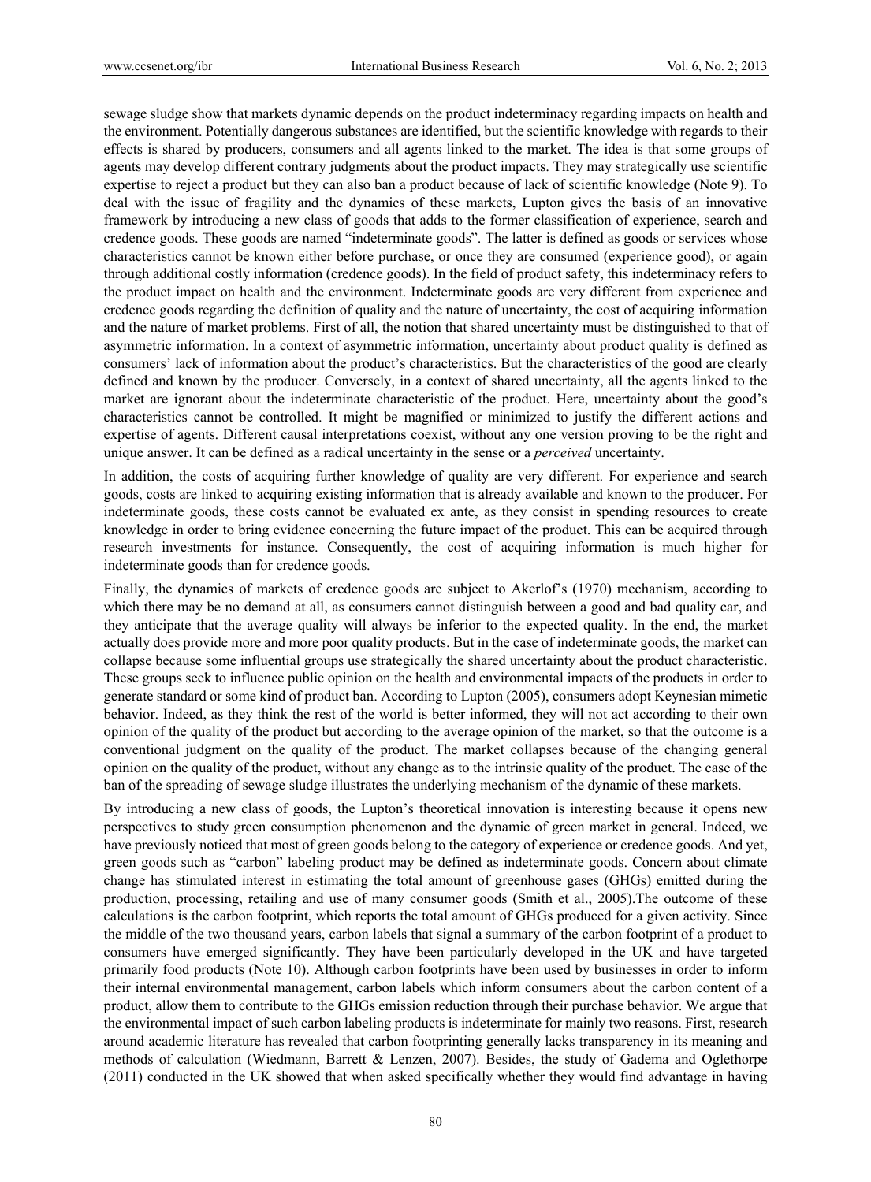sewage sludge show that markets dynamic depends on the product indeterminacy regarding impacts on health and the environment. Potentially dangerous substances are identified, but the scientific knowledge with regards to their effects is shared by producers, consumers and all agents linked to the market. The idea is that some groups of agents may develop different contrary judgments about the product impacts. They may strategically use scientific expertise to reject a product but they can also ban a product because of lack of scientific knowledge (Note 9). To deal with the issue of fragility and the dynamics of these markets, Lupton gives the basis of an innovative framework by introducing a new class of goods that adds to the former classification of experience, search and credence goods. These goods are named "indeterminate goods". The latter is defined as goods or services whose characteristics cannot be known either before purchase, or once they are consumed (experience good), or again through additional costly information (credence goods). In the field of product safety, this indeterminacy refers to the product impact on health and the environment. Indeterminate goods are very different from experience and credence goods regarding the definition of quality and the nature of uncertainty, the cost of acquiring information and the nature of market problems. First of all, the notion that shared uncertainty must be distinguished to that of asymmetric information. In a context of asymmetric information, uncertainty about product quality is defined as consumers' lack of information about the product's characteristics. But the characteristics of the good are clearly defined and known by the producer. Conversely, in a context of shared uncertainty, all the agents linked to the market are ignorant about the indeterminate characteristic of the product. Here, uncertainty about the good's characteristics cannot be controlled. It might be magnified or minimized to justify the different actions and expertise of agents. Different causal interpretations coexist, without any one version proving to be the right and unique answer. It can be defined as a radical uncertainty in the sense or a *perceived* uncertainty.

In addition, the costs of acquiring further knowledge of quality are very different. For experience and search goods, costs are linked to acquiring existing information that is already available and known to the producer. For indeterminate goods, these costs cannot be evaluated ex ante, as they consist in spending resources to create knowledge in order to bring evidence concerning the future impact of the product. This can be acquired through research investments for instance. Consequently, the cost of acquiring information is much higher for indeterminate goods than for credence goods.

Finally, the dynamics of markets of credence goods are subject to Akerlof's (1970) mechanism, according to which there may be no demand at all, as consumers cannot distinguish between a good and bad quality car, and they anticipate that the average quality will always be inferior to the expected quality. In the end, the market actually does provide more and more poor quality products. But in the case of indeterminate goods, the market can collapse because some influential groups use strategically the shared uncertainty about the product characteristic. These groups seek to influence public opinion on the health and environmental impacts of the products in order to generate standard or some kind of product ban. According to Lupton (2005), consumers adopt Keynesian mimetic behavior. Indeed, as they think the rest of the world is better informed, they will not act according to their own opinion of the quality of the product but according to the average opinion of the market, so that the outcome is a conventional judgment on the quality of the product. The market collapses because of the changing general opinion on the quality of the product, without any change as to the intrinsic quality of the product. The case of the ban of the spreading of sewage sludge illustrates the underlying mechanism of the dynamic of these markets.

By introducing a new class of goods, the Lupton's theoretical innovation is interesting because it opens new perspectives to study green consumption phenomenon and the dynamic of green market in general. Indeed, we have previously noticed that most of green goods belong to the category of experience or credence goods. And yet, green goods such as "carbon" labeling product may be defined as indeterminate goods. Concern about climate change has stimulated interest in estimating the total amount of greenhouse gases (GHGs) emitted during the production, processing, retailing and use of many consumer goods (Smith et al., 2005).The outcome of these calculations is the carbon footprint, which reports the total amount of GHGs produced for a given activity. Since the middle of the two thousand years, carbon labels that signal a summary of the carbon footprint of a product to consumers have emerged significantly. They have been particularly developed in the UK and have targeted primarily food products (Note 10). Although carbon footprints have been used by businesses in order to inform their internal environmental management, carbon labels which inform consumers about the carbon content of a product, allow them to contribute to the GHGs emission reduction through their purchase behavior. We argue that the environmental impact of such carbon labeling products is indeterminate for mainly two reasons. First, research around academic literature has revealed that carbon footprinting generally lacks transparency in its meaning and methods of calculation (Wiedmann, Barrett & Lenzen, 2007). Besides, the study of Gadema and Oglethorpe (2011) conducted in the UK showed that when asked specifically whether they would find advantage in having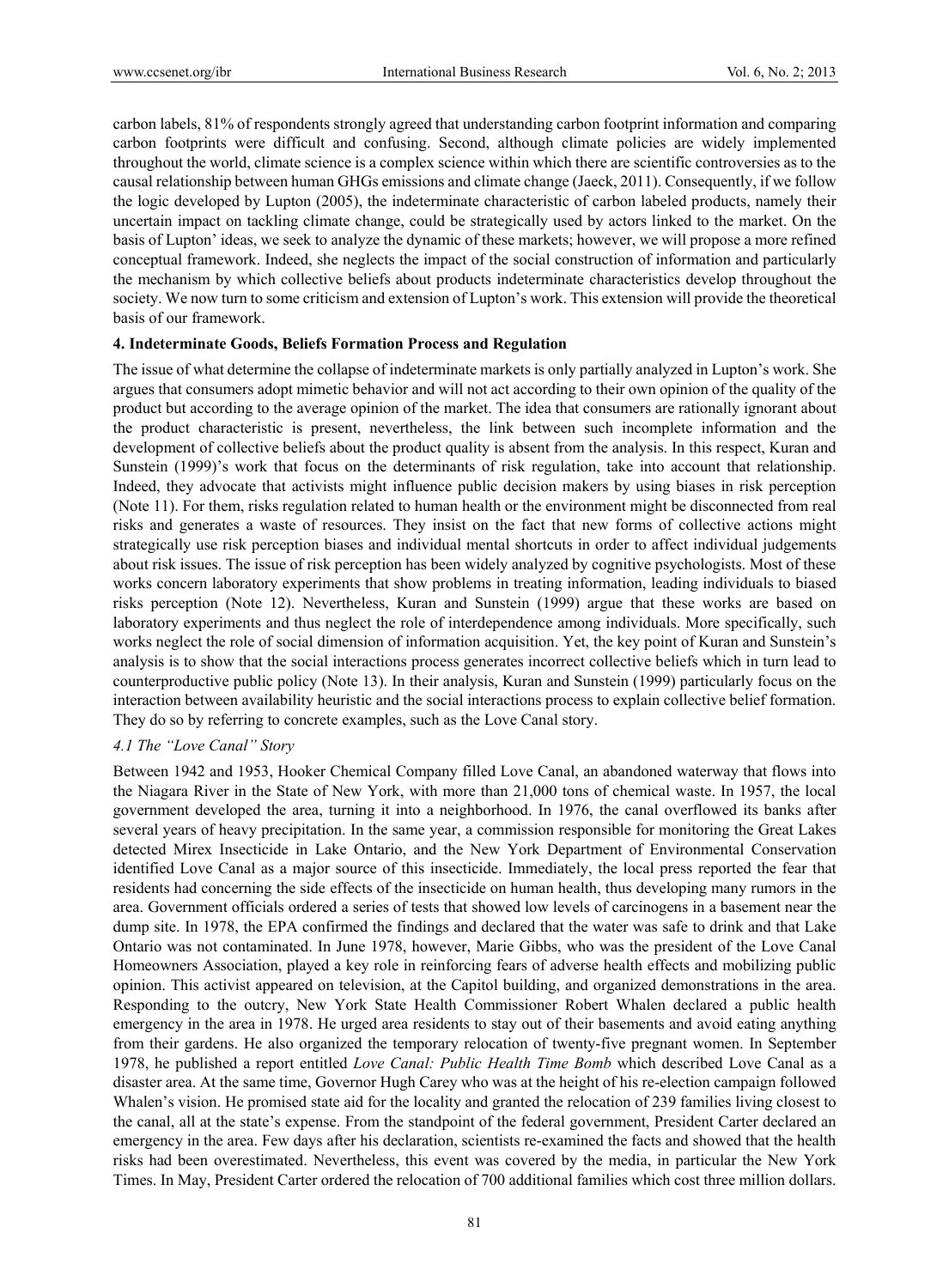carbon labels, 81% of respondents strongly agreed that understanding carbon footprint information and comparing carbon footprints were difficult and confusing. Second, although climate policies are widely implemented throughout the world, climate science is a complex science within which there are scientific controversies as to the causal relationship between human GHGs emissions and climate change (Jaeck, 2011). Consequently, if we follow the logic developed by Lupton (2005), the indeterminate characteristic of carbon labeled products, namely their uncertain impact on tackling climate change, could be strategically used by actors linked to the market. On the basis of Lupton' ideas, we seek to analyze the dynamic of these markets; however, we will propose a more refined conceptual framework. Indeed, she neglects the impact of the social construction of information and particularly the mechanism by which collective beliefs about products indeterminate characteristics develop throughout the society. We now turn to some criticism and extension of Lupton's work. This extension will provide the theoretical basis of our framework.

## 4. Indeterminate Goods, Beliefs Formation Process and Regulation

The issue of what determine the collapse of indeterminate markets is only partially analyzed in Lupton's work. She argues that consumers adopt mimetic behavior and will not act according to their own opinion of the quality of the product but according to the average opinion of the market. The idea that consumers are rationally ignorant about the product characteristic is present, nevertheless, the link between such incomplete information and the development of collective beliefs about the product quality is absent from the analysis. In this respect, Kuran and Sunstein (1999)'s work that focus on the determinants of risk regulation, take into account that relationship. Indeed, they advocate that activists might influence public decision makers by using biases in risk perception (Note 11). For them, risks regulation related to human health or the environment might be disconnected from real risks and generates a waste of resources. They insist on the fact that new forms of collective actions might strategically use risk perception biases and individual mental shortcuts in order to affect individual judgements about risk issues. The issue of risk perception has been widely analyzed by cognitive psychologists. Most of these works concern laboratory experiments that show problems in treating information, leading individuals to biased risks perception (Note 12). Nevertheless, Kuran and Sunstein (1999) argue that these works are based on laboratory experiments and thus neglect the role of interdependence among individuals. More specifically, such works neglect the role of social dimension of information acquisition. Yet, the key point of Kuran and Sunstein's analysis is to show that the social interactions process generates incorrect collective beliefs which in turn lead to counterproductive public policy (Note 13). In their analysis, Kuran and Sunstein (1999) particularly focus on the interaction between availability heuristic and the social interactions process to explain collective belief formation. They do so by referring to concrete examples, such as the Love Canal story.

### *4.1 The "Love Canal" Story*

Between 1942 and 1953, Hooker Chemical Company filled Love Canal, an abandoned waterway that flows into the Niagara River in the State of New York, with more than 21,000 tons of chemical waste. In 1957, the local government developed the area, turning it into a neighborhood. In 1976, the canal overflowed its banks after several years of heavy precipitation. In the same year, a commission responsible for monitoring the Great Lakes detected Mirex Insecticide in Lake Ontario, and the New York Department of Environmental Conservation identified Love Canal as a major source of this insecticide. Immediately, the local press reported the fear that residents had concerning the side effects of the insecticide on human health, thus developing many rumors in the area. Government officials ordered a series of tests that showed low levels of carcinogens in a basement near the dump site. In 1978, the EPA confirmed the findings and declared that the water was safe to drink and that Lake Ontario was not contaminated. In June 1978, however, Marie Gibbs, who was the president of the Love Canal Homeowners Association, played a key role in reinforcing fears of adverse health effects and mobilizing public opinion. This activist appeared on television, at the Capitol building, and organized demonstrations in the area. Responding to the outcry, New York State Health Commissioner Robert Whalen declared a public health emergency in the area in 1978. He urged area residents to stay out of their basements and avoid eating anything from their gardens. He also organized the temporary relocation of twenty-five pregnant women. In September 1978, he published a report entitled *Love Canal: Public Health Time Bomb* which described Love Canal as a disaster area. At the same time, Governor Hugh Carey who was at the height of his re-election campaign followed Whalen's vision. He promised state aid for the locality and granted the relocation of 239 families living closest to the canal, all at the state's expense. From the standpoint of the federal government, President Carter declared an emergency in the area. Few days after his declaration, scientists re-examined the facts and showed that the health risks had been overestimated. Nevertheless, this event was covered by the media, in particular the New York Times. In May, President Carter ordered the relocation of 700 additional families which cost three million dollars.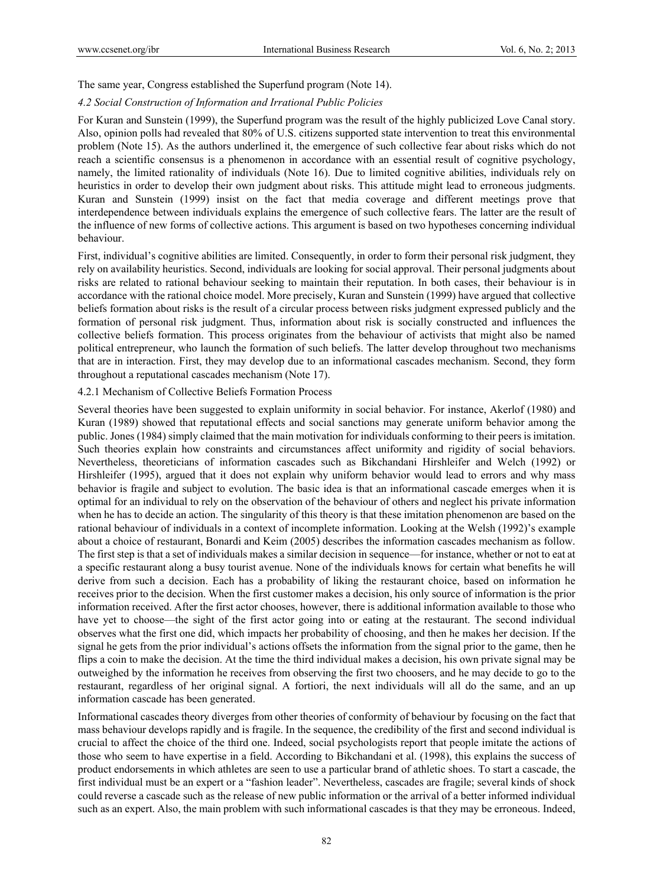The same year, Congress established the Superfund program (Note 14).

### *4.2 Social Construction of Information and Irrational Public Policies*

For Kuran and Sunstein (1999), the Superfund program was the result of the highly publicized Love Canal story. Also, opinion polls had revealed that 80% of U.S. citizens supported state intervention to treat this environmental problem (Note 15). As the authors underlined it, the emergence of such collective fear about risks which do not reach a scientific consensus is a phenomenon in accordance with an essential result of cognitive psychology, namely, the limited rationality of individuals (Note 16). Due to limited cognitive abilities, individuals rely on heuristics in order to develop their own judgment about risks. This attitude might lead to erroneous judgments. Kuran and Sunstein (1999) insist on the fact that media coverage and different meetings prove that interdependence between individuals explains the emergence of such collective fears. The latter are the result of the influence of new forms of collective actions. This argument is based on two hypotheses concerning individual behaviour.

First, individual's cognitive abilities are limited. Consequently, in order to form their personal risk judgment, they rely on availability heuristics. Second, individuals are looking for social approval. Their personal judgments about risks are related to rational behaviour seeking to maintain their reputation. In both cases, their behaviour is in accordance with the rational choice model. More precisely, Kuran and Sunstein (1999) have argued that collective beliefs formation about risks is the result of a circular process between risks judgment expressed publicly and the formation of personal risk judgment. Thus, information about risk is socially constructed and influences the collective beliefs formation. This process originates from the behaviour of activists that might also be named political entrepreneur, who launch the formation of such beliefs. The latter develop throughout two mechanisms that are in interaction. First, they may develop due to an informational cascades mechanism. Second, they form throughout a reputational cascades mechanism (Note 17).

#### 4.2.1 Mechanism of Collective Beliefs Formation Process

Several theories have been suggested to explain uniformity in social behavior. For instance, Akerlof (1980) and Kuran (1989) showed that reputational effects and social sanctions may generate uniform behavior among the public. Jones (1984) simply claimed that the main motivation for individuals conforming to their peers is imitation. Such theories explain how constraints and circumstances affect uniformity and rigidity of social behaviors. Nevertheless, theoreticians of information cascades such as Bikchandani Hirshleifer and Welch (1992) or Hirshleifer (1995), argued that it does not explain why uniform behavior would lead to errors and why mass behavior is fragile and subject to evolution. The basic idea is that an informational cascade emerges when it is optimal for an individual to rely on the observation of the behaviour of others and neglect his private information when he has to decide an action. The singularity of this theory is that these imitation phenomenon are based on the rational behaviour of individuals in a context of incomplete information. Looking at the Welsh (1992)'s example about a choice of restaurant, Bonardi and Keim (2005) describes the information cascades mechanism as follow. The first step is that a set of individuals makes a similar decision in sequence—for instance, whether or not to eat at a specific restaurant along a busy tourist avenue. None of the individuals knows for certain what benefits he will derive from such a decision. Each has a probability of liking the restaurant choice, based on information he receives prior to the decision. When the first customer makes a decision, his only source of information is the prior information received. After the first actor chooses, however, there is additional information available to those who have yet to choose—the sight of the first actor going into or eating at the restaurant. The second individual observes what the first one did, which impacts her probability of choosing, and then he makes her decision. If the signal he gets from the prior individual's actions offsets the information from the signal prior to the game, then he flips a coin to make the decision. At the time the third individual makes a decision, his own private signal may be outweighed by the information he receives from observing the first two choosers, and he may decide to go to the restaurant, regardless of her original signal. A fortiori, the next individuals will all do the same, and an up information cascade has been generated.

Informational cascades theory diverges from other theories of conformity of behaviour by focusing on the fact that mass behaviour develops rapidly and is fragile. In the sequence, the credibility of the first and second individual is crucial to affect the choice of the third one. Indeed, social psychologists report that people imitate the actions of those who seem to have expertise in a field. According to Bikchandani et al. (1998), this explains the success of product endorsements in which athletes are seen to use a particular brand of athletic shoes. To start a cascade, the first individual must be an expert or a "fashion leader". Nevertheless, cascades are fragile; several kinds of shock could reverse a cascade such as the release of new public information or the arrival of a better informed individual such as an expert. Also, the main problem with such informational cascades is that they may be erroneous. Indeed,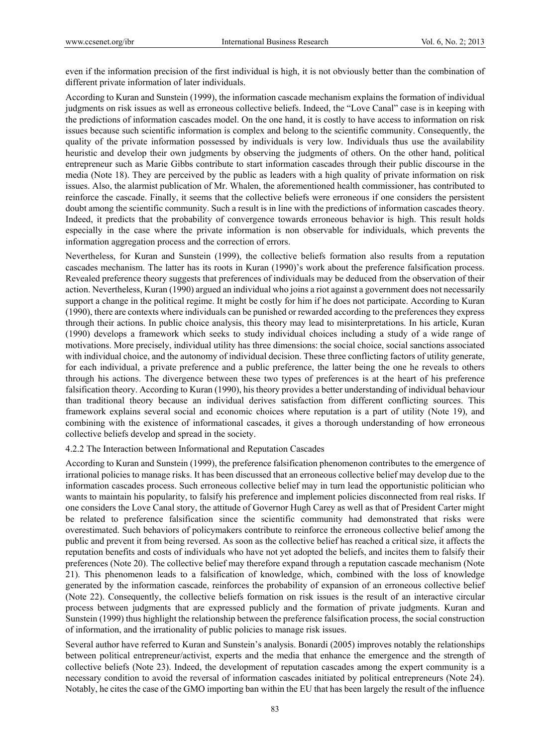even if the information precision of the first individual is high, it is not obviously better than the combination of different private information of later individuals.

According to Kuran and Sunstein (1999), the information cascade mechanism explains the formation of individual judgments on risk issues as well as erroneous collective beliefs. Indeed, the "Love Canal" case is in keeping with the predictions of information cascades model. On the one hand, it is costly to have access to information on risk issues because such scientific information is complex and belong to the scientific community. Consequently, the quality of the private information possessed by individuals is very low. Individuals thus use the availability heuristic and develop their own judgments by observing the judgments of others. On the other hand, political entrepreneur such as Marie Gibbs contribute to start information cascades through their public discourse in the media (Note 18). They are perceived by the public as leaders with a high quality of private information on risk issues. Also, the alarmist publication of Mr. Whalen, the aforementioned health commissioner, has contributed to reinforce the cascade. Finally, it seems that the collective beliefs were erroneous if one considers the persistent doubt among the scientific community. Such a result is in line with the predictions of information cascades theory. Indeed, it predicts that the probability of convergence towards erroneous behavior is high. This result holds especially in the case where the private information is non observable for individuals, which prevents the information aggregation process and the correction of errors.

Nevertheless, for Kuran and Sunstein (1999), the collective beliefs formation also results from a reputation cascades mechanism. The latter has its roots in Kuran (1990)'s work about the preference falsification process. Revealed preference theory suggests that preferences of individuals may be deduced from the observation of their action. Nevertheless, Kuran (1990) argued an individual who joins a riot against a government does not necessarily support a change in the political regime. It might be costly for him if he does not participate. According to Kuran (1990), there are contexts where individuals can be punished or rewarded according to the preferences they express through their actions. In public choice analysis, this theory may lead to misinterpretations. In his article, Kuran (1990) develops a framework which seeks to study individual choices including a study of a wide range of motivations. More precisely, individual utility has three dimensions: the social choice, social sanctions associated with individual choice, and the autonomy of individual decision. These three conflicting factors of utility generate, for each individual, a private preference and a public preference, the latter being the one he reveals to others through his actions. The divergence between these two types of preferences is at the heart of his preference falsification theory. According to Kuran (1990), his theory provides a better understanding of individual behaviour than traditional theory because an individual derives satisfaction from different conflicting sources. This framework explains several social and economic choices where reputation is a part of utility (Note 19), and combining with the existence of informational cascades, it gives a thorough understanding of how erroneous collective beliefs develop and spread in the society.

#### 4.2.2 The Interaction between Informational and Reputation Cascades

According to Kuran and Sunstein (1999), the preference falsification phenomenon contributes to the emergence of irrational policies to manage risks. It has been discussed that an erroneous collective belief may develop due to the information cascades process. Such erroneous collective belief may in turn lead the opportunistic politician who wants to maintain his popularity, to falsify his preference and implement policies disconnected from real risks. If one considers the Love Canal story, the attitude of Governor Hugh Carey as well as that of President Carter might be related to preference falsification since the scientific community had demonstrated that risks were overestimated. Such behaviors of policymakers contribute to reinforce the erroneous collective belief among the public and prevent it from being reversed. As soon as the collective belief has reached a critical size, it affects the reputation benefits and costs of individuals who have not yet adopted the beliefs, and incites them to falsify their preferences (Note 20). The collective belief may therefore expand through a reputation cascade mechanism (Note 21). This phenomenon leads to a falsification of knowledge, which, combined with the loss of knowledge generated by the information cascade, reinforces the probability of expansion of an erroneous collective belief (Note 22). Consequently, the collective beliefs formation on risk issues is the result of an interactive circular process between judgments that are expressed publicly and the formation of private judgments. Kuran and Sunstein (1999) thus highlight the relationship between the preference falsification process, the social construction of information, and the irrationality of public policies to manage risk issues.

Several author have referred to Kuran and Sunstein's analysis. Bonardi (2005) improves notably the relationships between political entrepreneur/activist, experts and the media that enhance the emergence and the strength of collective beliefs (Note 23). Indeed, the development of reputation cascades among the expert community is a necessary condition to avoid the reversal of information cascades initiated by political entrepreneurs (Note 24). Notably, he cites the case of the GMO importing ban within the EU that has been largely the result of the influence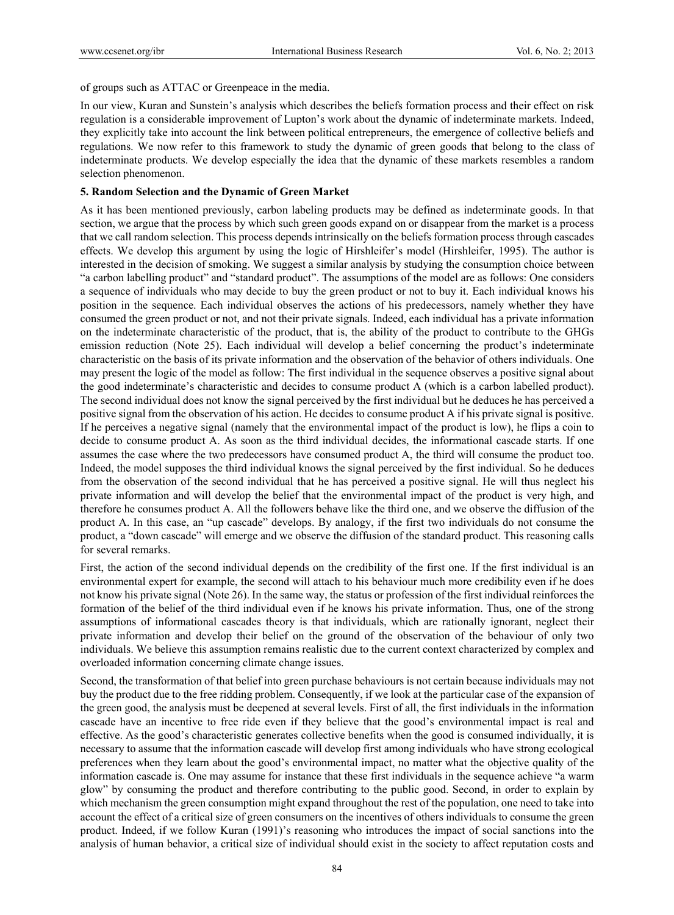of groups such as ATTAC or Greenpeace in the media.

In our view, Kuran and Sunstein's analysis which describes the beliefs formation process and their effect on risk regulation is a considerable improvement of Lupton's work about the dynamic of indeterminate markets. Indeed, they explicitly take into account the link between political entrepreneurs, the emergence of collective beliefs and regulations. We now refer to this framework to study the dynamic of green goods that belong to the class of indeterminate products. We develop especially the idea that the dynamic of these markets resembles a random selection phenomenon.

## 5. Random Selection and the Dynamic of Green Market

As it has been mentioned previously, carbon labeling products may be defined as indeterminate goods. In that section, we argue that the process by which such green goods expand on or disappear from the market is a process that we call random selection. This process depends intrinsically on the beliefs formation process through cascades effects. We develop this argument by using the logic of Hirshleifer's model (Hirshleifer, 1995). The author is interested in the decision of smoking. We suggest a similar analysis by studying the consumption choice between "a carbon labelling product" and "standard product". The assumptions of the model are as follows: One considers a sequence of individuals who may decide to buy the green product or not to buy it. Each individual knows his position in the sequence. Each individual observes the actions of his predecessors, namely whether they have consumed the green product or not, and not their private signals. Indeed, each individual has a private information on the indeterminate characteristic of the product, that is, the ability of the product to contribute to the GHGs emission reduction (Note 25). Each individual will develop a belief concerning the product's indeterminate characteristic on the basis of its private information and the observation of the behavior of others individuals. One may present the logic of the model as follow: The first individual in the sequence observes a positive signal about the good indeterminate's characteristic and decides to consume product A (which is a carbon labelled product). The second individual does not know the signal perceived by the first individual but he deduces he has perceived a positive signal from the observation of his action. He decides to consume product A if his private signal is positive. If he perceives a negative signal (namely that the environmental impact of the product is low), he flips a coin to decide to consume product A. As soon as the third individual decides, the informational cascade starts. If one assumes the case where the two predecessors have consumed product A, the third will consume the product too. Indeed, the model supposes the third individual knows the signal perceived by the first individual. So he deduces from the observation of the second individual that he has perceived a positive signal. He will thus neglect his private information and will develop the belief that the environmental impact of the product is very high, and therefore he consumes product A. All the followers behave like the third one, and we observe the diffusion of the product A. In this case, an "up cascade" develops. By analogy, if the first two individuals do not consume the product, a "down cascade" will emerge and we observe the diffusion of the standard product. This reasoning calls for several remarks.

First, the action of the second individual depends on the credibility of the first one. If the first individual is an environmental expert for example, the second will attach to his behaviour much more credibility even if he does not know his private signal (Note 26). In the same way, the status or profession of the first individual reinforces the formation of the belief of the third individual even if he knows his private information. Thus, one of the strong assumptions of informational cascades theory is that individuals, which are rationally ignorant, neglect their private information and develop their belief on the ground of the observation of the behaviour of only two individuals. We believe this assumption remains realistic due to the current context characterized by complex and overloaded information concerning climate change issues.

Second, the transformation of that belief into green purchase behaviours is not certain because individuals may not buy the product due to the free ridding problem. Consequently, if we look at the particular case of the expansion of the green good, the analysis must be deepened at several levels. First of all, the first individuals in the information cascade have an incentive to free ride even if they believe that the good's environmental impact is real and effective. As the good's characteristic generates collective benefits when the good is consumed individually, it is necessary to assume that the information cascade will develop first among individuals who have strong ecological preferences when they learn about the good's environmental impact, no matter what the objective quality of the information cascade is. One may assume for instance that these first individuals in the sequence achieve "a warm glow" by consuming the product and therefore contributing to the public good. Second, in order to explain by which mechanism the green consumption might expand throughout the rest of the population, one need to take into account the effect of a critical size of green consumers on the incentives of others individuals to consume the green product. Indeed, if we follow Kuran (1991)'s reasoning who introduces the impact of social sanctions into the analysis of human behavior, a critical size of individual should exist in the society to affect reputation costs and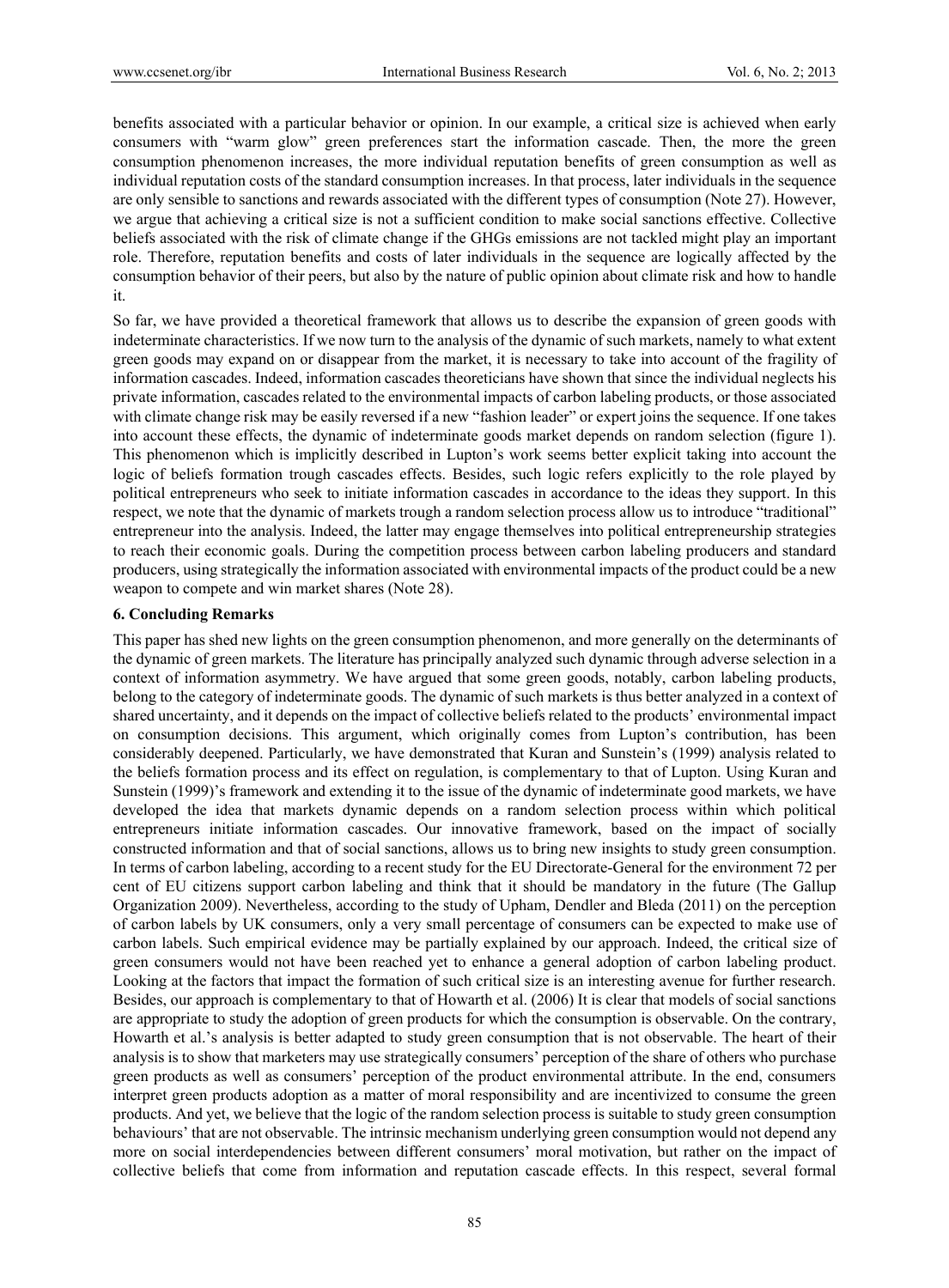benefits associated with a particular behavior or opinion. In our example, a critical size is achieved when early consumers with "warm glow" green preferences start the information cascade. Then, the more the green consumption phenomenon increases, the more individual reputation benefits of green consumption as well as individual reputation costs of the standard consumption increases. In that process, later individuals in the sequence are only sensible to sanctions and rewards associated with the different types of consumption (Note 27). However, we argue that achieving a critical size is not a sufficient condition to make social sanctions effective. Collective beliefs associated with the risk of climate change if the GHGs emissions are not tackled might play an important role. Therefore, reputation benefits and costs of later individuals in the sequence are logically affected by the consumption behavior of their peers, but also by the nature of public opinion about climate risk and how to handle it.

So far, we have provided a theoretical framework that allows us to describe the expansion of green goods with indeterminate characteristics. If we now turn to the analysis of the dynamic of such markets, namely to what extent green goods may expand on or disappear from the market, it is necessary to take into account of the fragility of information cascades. Indeed, information cascades theoreticians have shown that since the individual neglects his private information, cascades related to the environmental impacts of carbon labeling products, or those associated with climate change risk may be easily reversed if a new "fashion leader" or expert joins the sequence. If one takes into account these effects, the dynamic of indeterminate goods market depends on random selection (figure 1). This phenomenon which is implicitly described in Lupton's work seems better explicit taking into account the logic of beliefs formation trough cascades effects. Besides, such logic refers explicitly to the role played by political entrepreneurs who seek to initiate information cascades in accordance to the ideas they support. In this respect, we note that the dynamic of markets trough a random selection process allow us to introduce "traditional" entrepreneur into the analysis. Indeed, the latter may engage themselves into political entrepreneurship strategies to reach their economic goals. During the competition process between carbon labeling producers and standard producers, using strategically the information associated with environmental impacts of the product could be a new weapon to compete and win market shares (Note 28).

## 6. Concluding Remarks

This paper has shed new lights on the green consumption phenomenon, and more generally on the determinants of the dynamic of green markets. The literature has principally analyzed such dynamic through adverse selection in a context of information asymmetry. We have argued that some green goods, notably, carbon labeling products, belong to the category of indeterminate goods. The dynamic of such markets is thus better analyzed in a context of shared uncertainty, and it depends on the impact of collective beliefs related to the products' environmental impact on consumption decisions. This argument, which originally comes from Lupton's contribution, has been considerably deepened. Particularly, we have demonstrated that Kuran and Sunstein's (1999) analysis related to the beliefs formation process and its effect on regulation, is complementary to that of Lupton. Using Kuran and Sunstein (1999)'s framework and extending it to the issue of the dynamic of indeterminate good markets, we have developed the idea that markets dynamic depends on a random selection process within which political entrepreneurs initiate information cascades. Our innovative framework, based on the impact of socially constructed information and that of social sanctions, allows us to bring new insights to study green consumption. In terms of carbon labeling, according to a recent study for the EU Directorate-General for the environment 72 per cent of EU citizens support carbon labeling and think that it should be mandatory in the future (The Gallup Organization 2009). Nevertheless, according to the study of Upham, Dendler and Bleda (2011) on the perception of carbon labels by UK consumers, only a very small percentage of consumers can be expected to make use of carbon labels. Such empirical evidence may be partially explained by our approach. Indeed, the critical size of green consumers would not have been reached yet to enhance a general adoption of carbon labeling product. Looking at the factors that impact the formation of such critical size is an interesting avenue for further research. Besides, our approach is complementary to that of Howarth et al. (2006) It is clear that models of social sanctions are appropriate to study the adoption of green products for which the consumption is observable. On the contrary, Howarth et al.'s analysis is better adapted to study green consumption that is not observable. The heart of their analysis is to show that marketers may use strategically consumers' perception of the share of others who purchase green products as well as consumers' perception of the product environmental attribute. In the end, consumers interpret green products adoption as a matter of moral responsibility and are incentivized to consume the green products. And yet, we believe that the logic of the random selection process is suitable to study green consumption behaviours' that are not observable. The intrinsic mechanism underlying green consumption would not depend any more on social interdependencies between different consumers' moral motivation, but rather on the impact of collective beliefs that come from information and reputation cascade effects. In this respect, several formal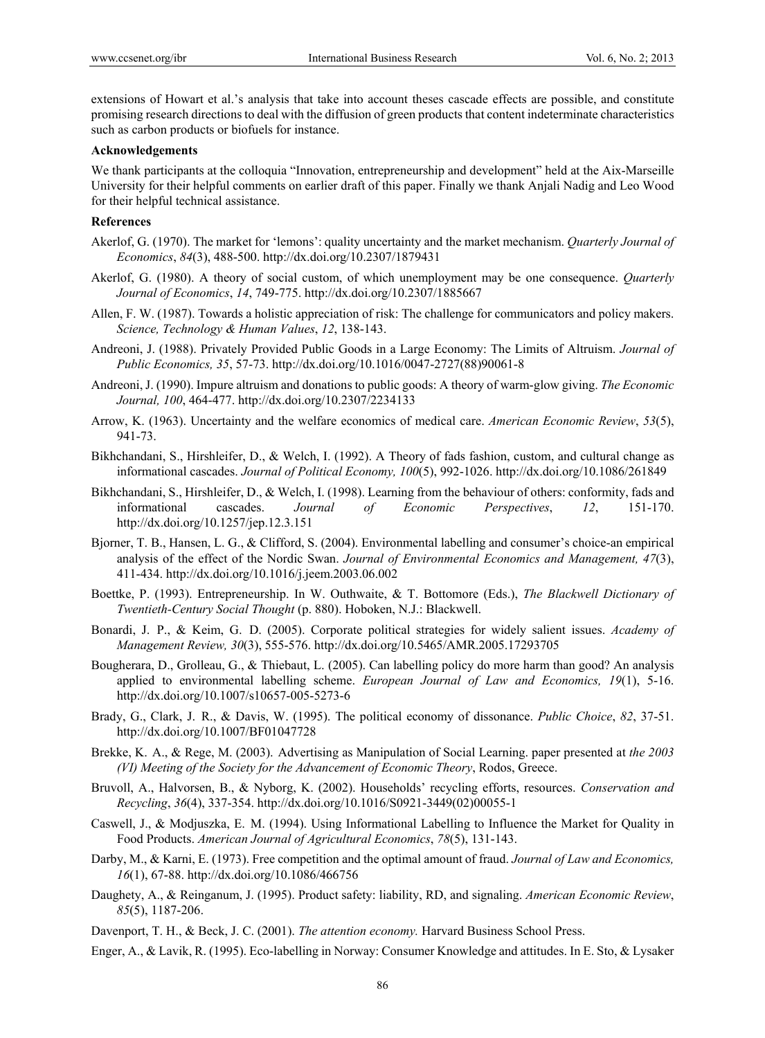extensions of Howart et al.'s analysis that take into account theses cascade effects are possible, and constitute promising research directions to deal with the diffusion of green products that content indeterminate characteristics such as carbon products or biofuels for instance.

**Acknowledgements**

We thank participants at the colloquia "Innovation, entrepreneurship and development" held at the Aix-Marseille University for their helpful comments on earlier draft of this paper. Finally we thank Anjali Nadig and Leo Wood for their helpful technical assistance.

**References**

Akerlof, G. (1970). The market for 'lemons': quality uncertainty and the market mechanism. *Quarterly Journal of Economics*, *84*(3), 488-500. http://dx.doi.org/10.2307/1879431

Akerlof, G. (1980). A theory of social custom, of which unemployment may be one consequence. *Quarterly Journal of Economics*, *14*, 749-775. http://dx.doi.org/10.2307/1885667

Allen, F. W. (1987). Towards a holistic appreciation of risk: The challenge for communicators and policy makers. *Science, Technology & Human Values*, *12*, 138-143.

Andreoni, J. (1988). Privately Provided Public Goods in a Large Economy: The Limits of Altruism. *Journal of Public Economics, 35*, 57-73. http://dx.doi.org/10.1016/0047-2727(88)90061-8

Andreoni, J. (1990). Impure altruism and donations to public goods: A theory of warm-glow giving. *The Economic Journal, 100*, 464-477. http://dx.doi.org/10.2307/2234133

Arrow, K. (1963). Uncertainty and the welfare economics of medical care. *American Economic Review*, *53*(5), 941-73.

Bikhchandani, S., Hirshleifer, D., & Welch, I. (1992). A Theory of fads fashion, custom, and cultural change as informational cascades. *Journal of Political Economy, 100*(5), 992-1026. http://dx.doi.org/10.1086/261849

Bikhchandani, S., Hirshleifer, D., & Welch, I. (1998). Learning from the behaviour of others: conformity, fads and informational cascades. *Journal of Economic Perspectives*, *12*, 151-170. http://dx.doi.org/10.1257/jep.12.3.151

Bjorner, T. B., Hansen, L. G., & Clifford, S. (2004). Environmental labelling and consumer's choice-an empirical analysis of the effect of the Nordic Swan. *Journal of Environmental Economics and Management, 47*(3), 411-434. http://dx.doi.org/10.1016/j.jeem.2003.06.002

Boettke, P. (1993). Entrepreneurship. In W. Outhwaite, & T. Bottomore (Eds.), *The Blackwell Dictionary of Twentieth-Century Social Thought* (p. 880). Hoboken, N.J.: Blackwell.

Bonardi, J. P., & Keim, G. D. (2005). Corporate political strategies for widely salient issues. *Academy of Management Review, 30*(3), 555-576. http://dx.doi.org/10.5465/AMR.2005.17293705

Bougherara, D., Grolleau, G., & Thiebaut, L. (2005). Can labelling policy do more harm than good? An analysis applied to environmental labelling scheme. *European Journal of Law and Economics, 19*(1), 5-16. http://dx.doi.org/10.1007/s10657-005-5273-6

Brady, G., Clark, J. R., & Davis, W. (1995). The political economy of dissonance. *Public Choice*, *82*, 37-51. http://dx.doi.org/10.1007/BF01047728

Brekke, K. A., & Rege, M. (2003). Advertising as Manipulation of Social Learning. paper presented at *the 2003 (VI) Meeting of the Society for the Advancement of Economic Theory*, Rodos, Greece.

Bruvoll, A., Halvorsen, B., & Nyborg, K. (2002). Households' recycling efforts, resources. *Conservation and Recycling*, *36*(4), 337-354. http://dx.doi.org/10.1016/S0921-3449(02)00055-1

Caswell, J., & Modjuszka, E. M. (1994). Using Informational Labelling to Influence the Market for Quality in Food Products. *American Journal of Agricultural Economics*, *78*(5), 131-143.

Darby, M., & Karni, E. (1973). Free competition and the optimal amount of fraud. *Journal of Law and Economics, 16*(1), 67-88. http://dx.doi.org/10.1086/466756

Daughety, A., & Reinganum, J. (1995). Product safety: liability, RD, and signaling. *American Economic Review*, *85*(5), 1187-206.

Davenport, T. H., & Beck, J. C. (2001). *The attention economy.* Harvard Business School Press.

Enger, A., & Lavik, R. (1995). Eco-labelling in Norway: Consumer Knowledge and attitudes. In E. Sto, & Lysaker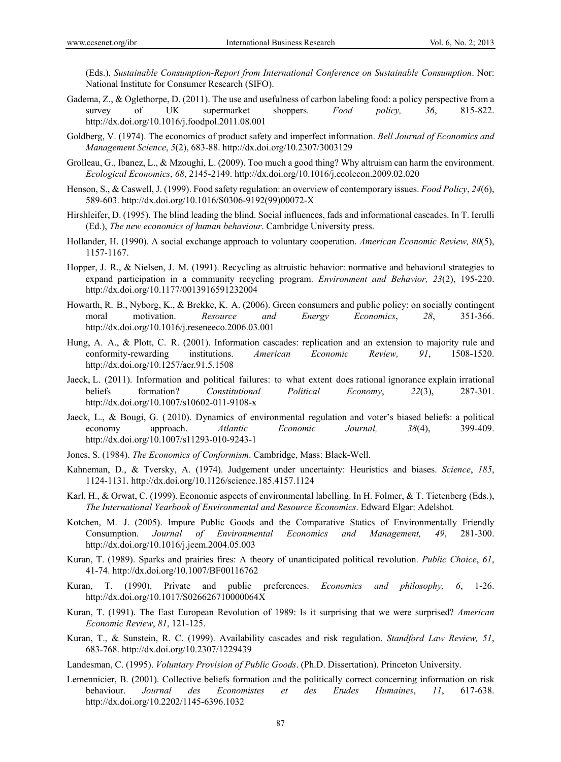(Eds.), *Sustainable Consumption-Report from International Conference on Sustainable Consumption*. Nor: National Institute for Consumer Research (SIFO).

Gadema, Z., & Oglethorpe, D. (2011). The use and usefulness of carbon labeling food: a policy perspective from a survey of UK supermarket shoppers. *Food policy, 36*, 815-822. http://dx.doi.org/10.1016/j.foodpol.2011.08.001

Goldberg, V. (1974). The economics of product safety and imperfect information. *Bell Journal of Economics and Management Science*, *5*(2), 683-88. http://dx.doi.org/10.2307/3003129

Grolleau, G., Ibanez, L., & Mzoughi, L. (2009). Too much a good thing? Why altruism can harm the environment. *Ecological Economics*, *68*, 2145-2149. http://dx.doi.org/10.1016/j.ecolecon.2009.02.020

Henson, S., & Caswell, J. (1999). Food safety regulation: an overview of contemporary issues. *Food Policy*, *24*(6), 589-603. http://dx.doi.org/10.1016/S0306-9192(99)00072-X

Hirshleifer, D. (1995). The blind leading the blind. Social influences, fads and informational cascades. In T. Ierulli (Ed.), *The new economics of human behaviour*. Cambridge University press.

Hollander, H. (1990). A social exchange approach to voluntary cooperation. *American Economic Review, 80*(5), 1157-1167.

Hopper, J. R., & Nielsen, J. M. (1991). Recycling as altruistic behavior: normative and behavioral strategies to expand participation in a community recycling program. *Environment and Behavior, 23*(2), 195-220. http://dx.doi.org/10.1177/0013916591232004

Howarth, R. B., Nyborg, K., & Brekke, K. A. (2006). Green consumers and public policy: on socially contingent moral motivation. *Resource and Energy Economics*, *28*, 351-366. http://dx.doi.org/10.1016/j.reseneeco.2006.03.001

Hung, A. A., & Plott, C. R. (2001). Information cascades: replication and an extension to majority rule and conformity-rewarding institutions. *American Economic Review, 91*, 1508-1520. http://dx.doi.org/10.1257/aer.91.5.1508

Jaeck, L. (2011). Information and political failures: to what extent does rational ignorance explain irrational beliefs formation? *Constitutional Political Economy*, *22*(3), 287-301. http://dx.doi.org/10.1007/s10602-011-9108-x

Jaeck, L., & Bougi, G. ( 2010). Dynamics of environmental regulation and voter's biased beliefs: a political economy approach. *Atlantic Economic Journal, 38*(4), 399-409. http://dx.doi.org/10.1007/s11293-010-9243-1

Jones, S. (1984). *The Economics of Conformism*. Cambridge, Mass: Black-Well.

Kahneman, D., & Tversky, A. (1974). Judgement under uncertainty: Heuristics and biases. *Science*, *185*, 1124-1131. http://dx.doi.org/10.1126/science.185.4157.1124

Karl, H., & Orwat, C. (1999). Economic aspects of environmental labelling. In H. Folmer, & T. Tietenberg (Eds.), *The International Yearbook of Environmental and Resource Economics*. Edward Elgar: Adelshot.

Kotchen, M. J. (2005). Impure Public Goods and the Comparative Statics of Environmentally Friendly Consumption. *Journal of Environmental Economics and Management, 49*, 281-300. http://dx.doi.org/10.1016/j.jeem.2004.05.003

Kuran, T. (1989). Sparks and prairies fires: A theory of unanticipated political revolution. *Public Choice*, *61*, 41-74. http://dx.doi.org/10.1007/BF00116762

Kuran, T. (1990). Private and public preferences. *Economics and philosophy, 6*, 1-26. http://dx.doi.org/10.1017/S026626710000064X

Kuran, T. (1991). The East European Revolution of 1989: Is it surprising that we were surprised? *American Economic Review*, *81*, 121-125.

Kuran, T., & Sunstein, R. C. (1999). Availability cascades and risk regulation. *Standford Law Review, 51*, 683-768. http://dx.doi.org/10.2307/1229439

Landesman, C. (1995). *Voluntary Provision of Public Goods*. (Ph.D. Dissertation). Princeton University.

Lemennicier, B. (2001). Collective beliefs formation and the politically correct concerning information on risk behaviour. *Journal des Economistes et des Etudes Humaines*, *11*, 617-638. http://dx.doi.org/10.2202/1145-6396.1032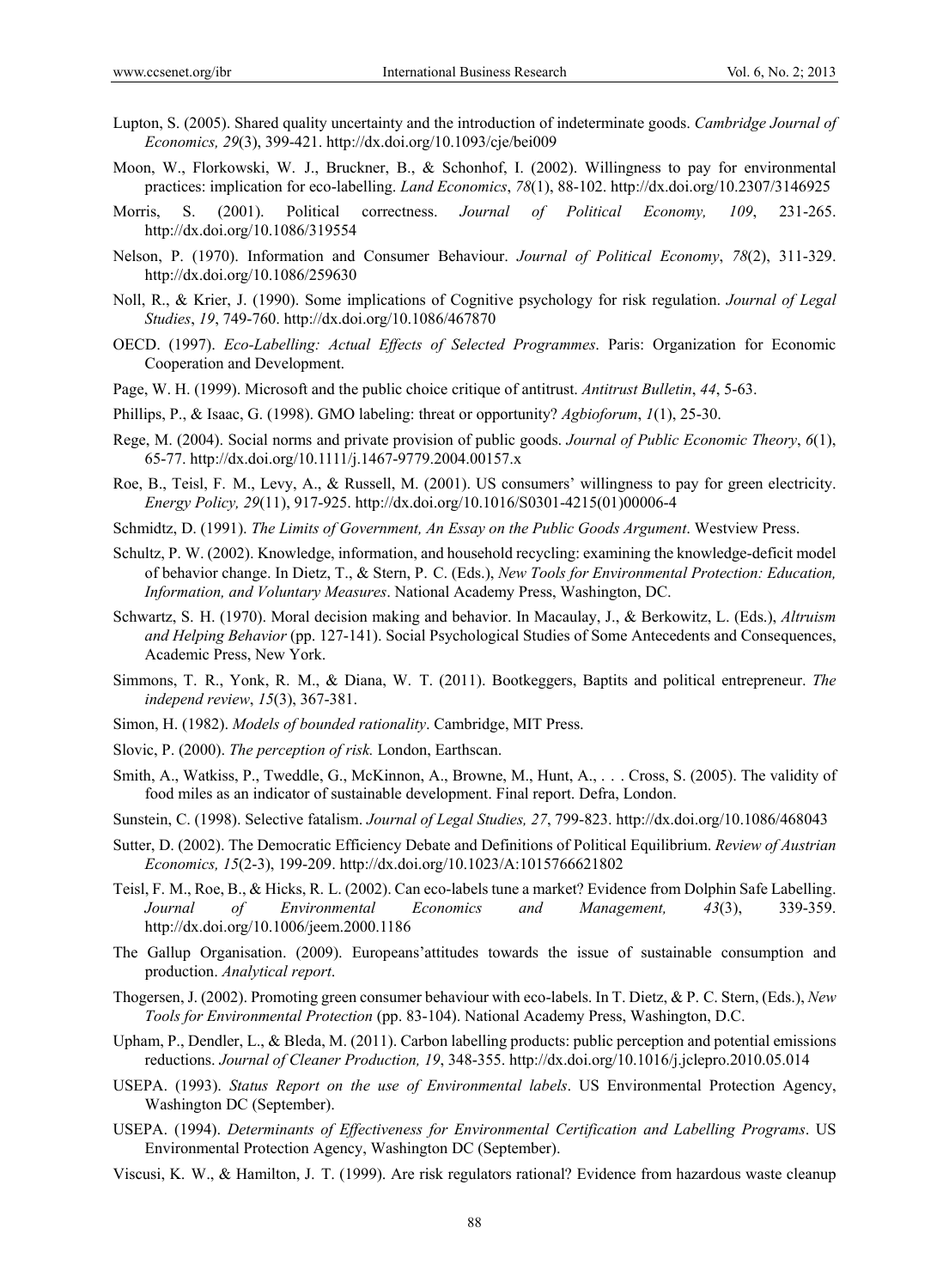Lupton, S. (2005). Shared quality uncertainty and the introduction of indeterminate goods. *Cambridge Journal of Economics, 29*(3), 399-421. http://dx.doi.org/10.1093/cje/bei009

Moon, W., Florkowski, W. J., Bruckner, B., & Schonhof, I. (2002). Willingness to pay for environmental practices: implication for eco-labelling. *Land Economics*, *78*(1), 88-102. http://dx.doi.org/10.2307/3146925

Morris, S. (2001). Political correctness. *Journal of Political Economy, 109*, 231-265. http://dx.doi.org/10.1086/319554

Nelson, P. (1970). Information and Consumer Behaviour. *Journal of Political Economy*, *78*(2), 311-329. http://dx.doi.org/10.1086/259630

Noll, R., & Krier, J. (1990). Some implications of Cognitive psychology for risk regulation. *Journal of Legal Studies*, *19*, 749-760. http://dx.doi.org/10.1086/467870

OECD. (1997). *Eco-Labelling: Actual Effects of Selected Programmes*. Paris: Organization for Economic Cooperation and Development.

Page, W. H. (1999). Microsoft and the public choice critique of antitrust. *Antitrust Bulletin*, *44*, 5-63.

Phillips, P., & Isaac, G. (1998). GMO labeling: threat or opportunity? *Agbioforum*, *1*(1), 25-30.

Rege, M. (2004). Social norms and private provision of public goods. *Journal of Public Economic Theory*, *6*(1), 65-77. http://dx.doi.org/10.1111/j.1467-9779.2004.00157.x

Roe, B., Teisl, F. M., Levy, A., & Russell, M. (2001). US consumers' willingness to pay for green electricity. *Energy Policy, 29*(11), 917-925. http://dx.doi.org/10.1016/S0301-4215(01)00006-4

Schmidtz, D. (1991). *The Limits of Government, An Essay on the Public Goods Argument*. Westview Press.

Schultz, P. W. (2002). Knowledge, information, and household recycling: examining the knowledge-deficit model of behavior change. In Dietz, T., & Stern, P. C. (Eds.), *New Tools for Environmental Protection: Education, Information, and Voluntary Measures*. National Academy Press, Washington, DC.

Schwartz, S. H. (1970). Moral decision making and behavior. In Macaulay, J., & Berkowitz, L. (Eds.), *Altruism and Helping Behavior* (pp. 127-141). Social Psychological Studies of Some Antecedents and Consequences, Academic Press, New York.

Simmons, T. R., Yonk, R. M., & Diana, W. T. (2011). Bootkeggers, Baptits and political entrepreneur. *The independ review*, *15*(3), 367-381.

Simon, H. (1982). *Models of bounded rationality*. Cambridge, MIT Press.

Slovic, P. (2000). *The perception of risk.* London, Earthscan.

Smith, A., Watkiss, P., Tweddle, G., McKinnon, A., Browne, M., Hunt, A., . . . Cross, S. (2005). The validity of food miles as an indicator of sustainable development. Final report. Defra, London.

Sunstein, C. (1998). Selective fatalism. *Journal of Legal Studies, 27*, 799-823. http://dx.doi.org/10.1086/468043

Sutter, D. (2002). The Democratic Efficiency Debate and Definitions of Political Equilibrium. *Review of Austrian Economics, 15*(2-3), 199-209. http://dx.doi.org/10.1023/A:1015766621802

Teisl, F. M., Roe, B., & Hicks, R. L. (2002). Can eco-labels tune a market? Evidence from Dolphin Safe Labelling. *Journal of Environmental Economics and Management, 43*(3), 339-359. http://dx.doi.org/10.1006/jeem.2000.1186

The Gallup Organisation. (2009). Europeans'attitudes towards the issue of sustainable consumption and production. *Analytical report*.

Thogersen, J. (2002). Promoting green consumer behaviour with eco-labels. In T. Dietz, & P. C. Stern, (Eds.), *New Tools for Environmental Protection* (pp. 83-104). National Academy Press, Washington, D.C.

Upham, P., Dendler, L., & Bleda, M. (2011). Carbon labelling products: public perception and potential emissions reductions. *Journal of Cleaner Production, 19*, 348-355. http://dx.doi.org/10.1016/j.jclepro.2010.05.014

USEPA. (1993). *Status Report on the use of Environmental labels*. US Environmental Protection Agency, Washington DC (September).

USEPA. (1994). *Determinants of Effectiveness for Environmental Certification and Labelling Programs*. US Environmental Protection Agency, Washington DC (September).

Viscusi, K. W., & Hamilton, J. T. (1999). Are risk regulators rational? Evidence from hazardous waste cleanup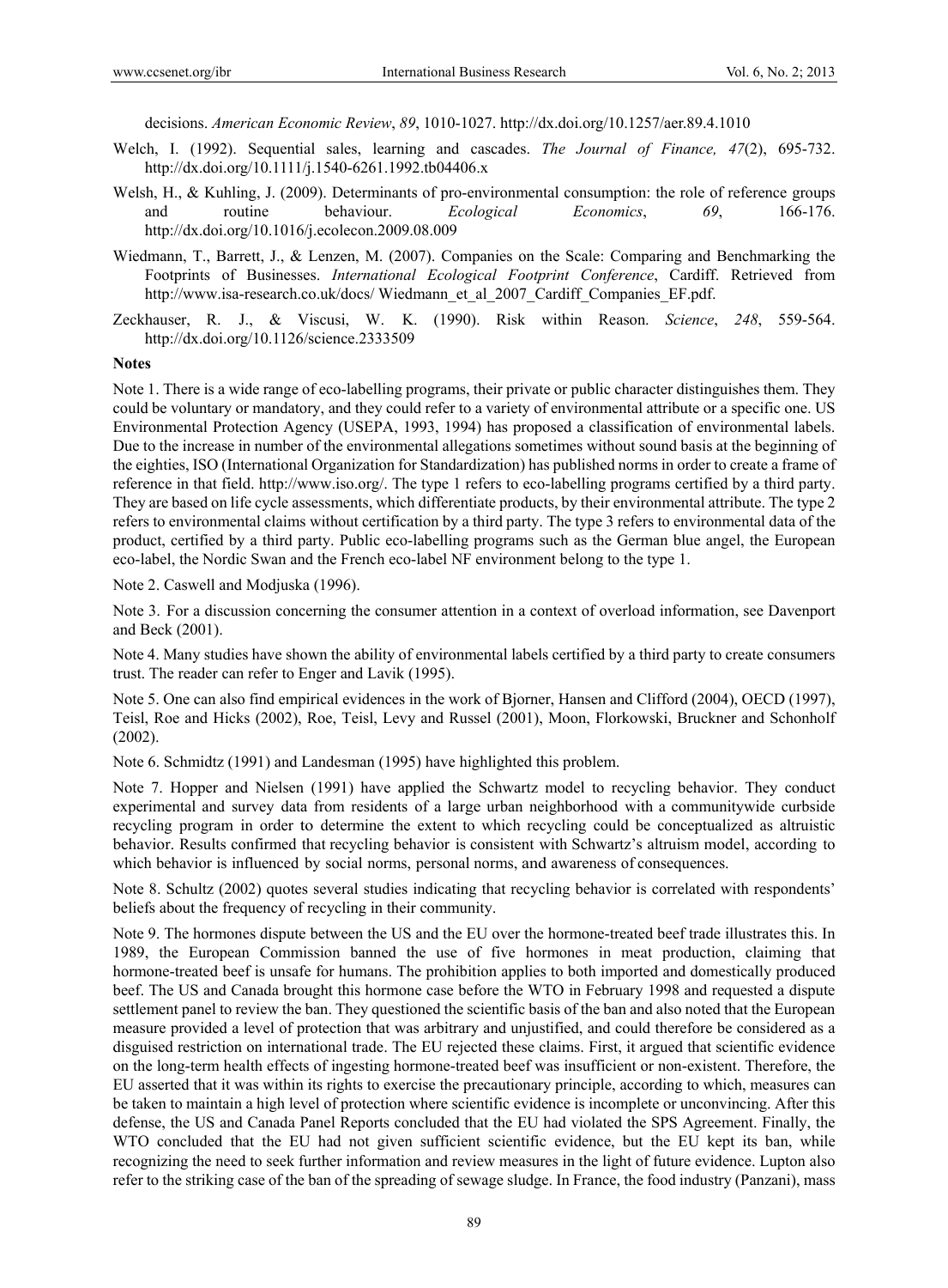decisions. *American Economic Review*, *89*, 1010-1027. http://dx.doi.org/10.1257/aer.89.4.1010

Welch, I. (1992). Sequential sales, learning and cascades. *The Journal of Finance, 47*(2), 695-732. http://dx.doi.org/10.1111/j.1540-6261.1992.tb04406.x

Welsh, H., & Kuhling, J. (2009). Determinants of pro-environmental consumption: the role of reference groups and routine behaviour. *Ecological Economics*, *69*, 166-176. http://dx.doi.org/10.1016/j.ecolecon.2009.08.009

Wiedmann, T., Barrett, J., & Lenzen, M. (2007). Companies on the Scale: Comparing and Benchmarking the Footprints of Businesses. *International Ecological Footprint Conference*, Cardiff. Retrieved from http://www.isa-research.co.uk/docs/ Wiedmann_et_al_2007_Cardiff_Companies_EF.pdf.

Zeckhauser, R. J., & Viscusi, W. K. (1990). Risk within Reason. *Science*, *248*, 559-564. http://dx.doi.org/10.1126/science.2333509

**Notes**

Note 1. There is a wide range of eco-labelling programs, their private or public character distinguishes them. They could be voluntary or mandatory, and they could refer to a variety of environmental attribute or a specific one. US Environmental Protection Agency (USEPA, 1993, 1994) has proposed a classification of environmental labels. Due to the increase in number of the environmental allegations sometimes without sound basis at the beginning of the eighties, ISO (International Organization for Standardization) has published norms in order to create a frame of reference in that field. http://www.iso.org/. The type 1 refers to eco-labelling programs certified by a third party. They are based on life cycle assessments, which differentiate products, by their environmental attribute. The type 2 refers to environmental claims without certification by a third party. The type 3 refers to environmental data of the product, certified by a third party. Public eco-labelling programs such as the German blue angel, the European eco-label, the Nordic Swan and the French eco-label NF environment belong to the type 1.

Note 2. Caswell and Modjuska (1996).

Note 3. For a discussion concerning the consumer attention in a context of overload information, see Davenport and Beck (2001).

Note 4. Many studies have shown the ability of environmental labels certified by a third party to create consumers trust. The reader can refer to Enger and Lavik (1995).

Note 5. One can also find empirical evidences in the work of Bjorner, Hansen and Clifford (2004), OECD (1997), Teisl, Roe and Hicks (2002), Roe, Teisl, Levy and Russel (2001), Moon, Florkowski, Bruckner and Schonholf (2002).

Note 6. Schmidtz (1991) and Landesman (1995) have highlighted this problem.

Note 7. Hopper and Nielsen (1991) have applied the Schwartz model to recycling behavior. They conduct experimental and survey data from residents of a large urban neighborhood with a communitywide curbside recycling program in order to determine the extent to which recycling could be conceptualized as altruistic behavior. Results confirmed that recycling behavior is consistent with Schwartz's altruism model, according to which behavior is influenced by social norms, personal norms, and awareness of consequences.

Note 8. Schultz (2002) quotes several studies indicating that recycling behavior is correlated with respondents' beliefs about the frequency of recycling in their community.

Note 9. The hormones dispute between the US and the EU over the hormone-treated beef trade illustrates this. In 1989, the European Commission banned the use of five hormones in meat production, claiming that hormone-treated beef is unsafe for humans. The prohibition applies to both imported and domestically produced beef. The US and Canada brought this hormone case before the WTO in February 1998 and requested a dispute settlement panel to review the ban. They questioned the scientific basis of the ban and also noted that the European measure provided a level of protection that was arbitrary and unjustified, and could therefore be considered as a disguised restriction on international trade. The EU rejected these claims. First, it argued that scientific evidence on the long-term health effects of ingesting hormone-treated beef was insufficient or non-existent. Therefore, the EU asserted that it was within its rights to exercise the precautionary principle, according to which, measures can be taken to maintain a high level of protection where scientific evidence is incomplete or unconvincing. After this defense, the US and Canada Panel Reports concluded that the EU had violated the SPS Agreement. Finally, the WTO concluded that the EU had not given sufficient scientific evidence, but the EU kept its ban, while recognizing the need to seek further information and review measures in the light of future evidence. Lupton also refer to the striking case of the ban of the spreading of sewage sludge. In France, the food industry (Panzani), mass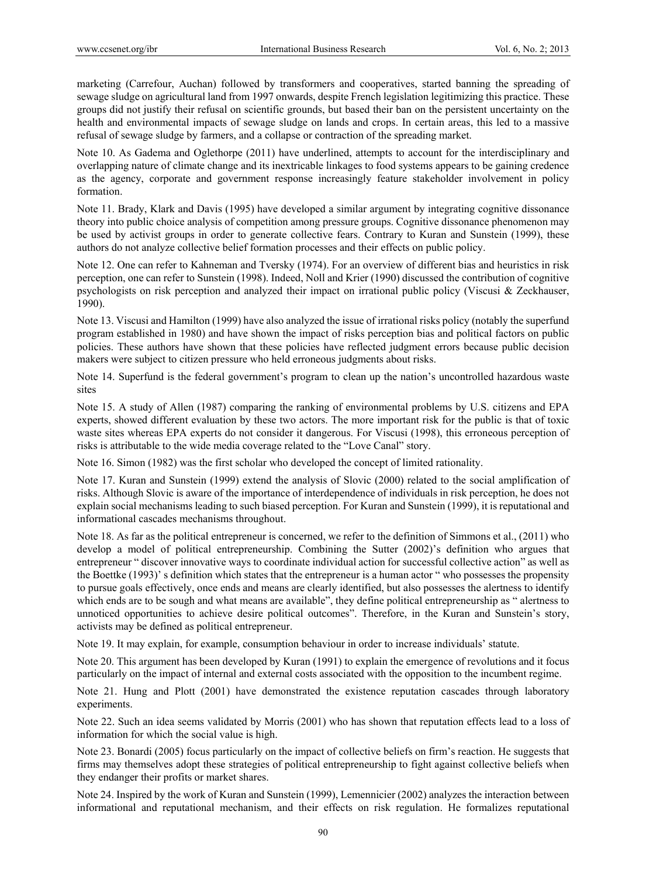marketing (Carrefour, Auchan) followed by transformers and cooperatives, started banning the spreading of sewage sludge on agricultural land from 1997 onwards, despite French legislation legitimizing this practice. These groups did not justify their refusal on scientific grounds, but based their ban on the persistent uncertainty on the health and environmental impacts of sewage sludge on lands and crops. In certain areas, this led to a massive refusal of sewage sludge by farmers, and a collapse or contraction of the spreading market.

Note 10. As Gadema and Oglethorpe (2011) have underlined, attempts to account for the interdisciplinary and overlapping nature of climate change and its inextricable linkages to food systems appears to be gaining credence as the agency, corporate and government response increasingly feature stakeholder involvement in policy formation.

Note 11. Brady, Klark and Davis (1995) have developed a similar argument by integrating cognitive dissonance theory into public choice analysis of competition among pressure groups. Cognitive dissonance phenomenon may be used by activist groups in order to generate collective fears. Contrary to Kuran and Sunstein (1999), these authors do not analyze collective belief formation processes and their effects on public policy.

Note 12. One can refer to Kahneman and Tversky (1974). For an overview of different bias and heuristics in risk perception, one can refer to Sunstein (1998). Indeed, Noll and Krier (1990) discussed the contribution of cognitive psychologists on risk perception and analyzed their impact on irrational public policy (Viscusi & Zeckhauser, 1990).

Note 13. Viscusi and Hamilton (1999) have also analyzed the issue of irrational risks policy (notably the superfund program established in 1980) and have shown the impact of risks perception bias and political factors on public policies. These authors have shown that these policies have reflected judgment errors because public decision makers were subject to citizen pressure who held erroneous judgments about risks.

Note 14. Superfund is the federal government's program to clean up the nation's uncontrolled hazardous waste sites

Note 15. A study of Allen (1987) comparing the ranking of environmental problems by U.S. citizens and EPA experts, showed different evaluation by these two actors. The more important risk for the public is that of toxic waste sites whereas EPA experts do not consider it dangerous. For Viscusi (1998), this erroneous perception of risks is attributable to the wide media coverage related to the "Love Canal" story.

Note 16. Simon (1982) was the first scholar who developed the concept of limited rationality.

Note 17. Kuran and Sunstein (1999) extend the analysis of Slovic (2000) related to the social amplification of risks. Although Slovic is aware of the importance of interdependence of individuals in risk perception, he does not explain social mechanisms leading to such biased perception. For Kuran and Sunstein (1999), it is reputational and informational cascades mechanisms throughout.

Note 18. As far as the political entrepreneur is concerned, we refer to the definition of Simmons et al., (2011) who develop a model of political entrepreneurship. Combining the Sutter (2002)'s definition who argues that entrepreneur " discover innovative ways to coordinate individual action for successful collective action" as well as the Boettke (1993)' s definition which states that the entrepreneur is a human actor " who possesses the propensity to pursue goals effectively, once ends and means are clearly identified, but also possesses the alertness to identify which ends are to be sough and what means are available", they define political entrepreneurship as " alertness to unnoticed opportunities to achieve desire political outcomes". Therefore, in the Kuran and Sunstein's story, activists may be defined as political entrepreneur.

Note 19. It may explain, for example, consumption behaviour in order to increase individuals' statute.

Note 20. This argument has been developed by Kuran (1991) to explain the emergence of revolutions and it focus particularly on the impact of internal and external costs associated with the opposition to the incumbent regime.

Note 21. Hung and Plott (2001) have demonstrated the existence reputation cascades through laboratory experiments.

Note 22. Such an idea seems validated by Morris (2001) who has shown that reputation effects lead to a loss of information for which the social value is high.

Note 23. Bonardi (2005) focus particularly on the impact of collective beliefs on firm's reaction. He suggests that firms may themselves adopt these strategies of political entrepreneurship to fight against collective beliefs when they endanger their profits or market shares.

Note 24. Inspired by the work of Kuran and Sunstein (1999), Lemennicier (2002) analyzes the interaction between informational and reputational mechanism, and their effects on risk regulation. He formalizes reputational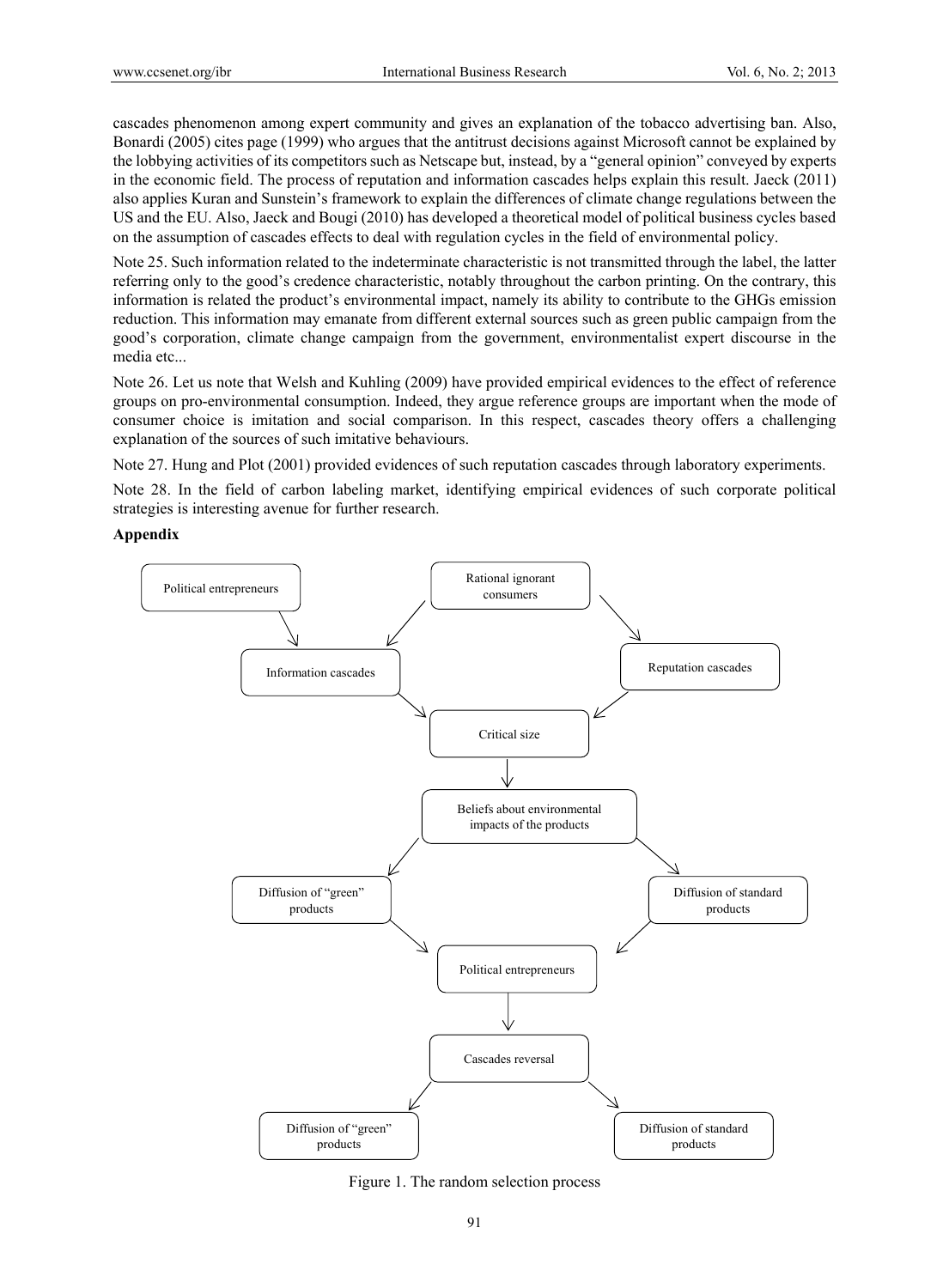cascades phenomenon among expert community and gives an explanation of the tobacco advertising ban. Also, Bonardi (2005) cites page (1999) who argues that the antitrust decisions against Microsoft cannot be explained by the lobbying activities of its competitors such as Netscape but, instead, by a "general opinion" conveyed by experts in the economic field. The process of reputation and information cascades helps explain this result. Jaeck (2011) also applies Kuran and Sunstein's framework to explain the differences of climate change regulations between the US and the EU. Also, Jaeck and Bougi (2010) has developed a theoretical model of political business cycles based on the assumption of cascades effects to deal with regulation cycles in the field of environmental policy.

Note 25. Such information related to the indeterminate characteristic is not transmitted through the label, the latter referring only to the good's credence characteristic, notably throughout the carbon printing. On the contrary, this information is related the product's environmental impact, namely its ability to contribute to the GHGs emission reduction. This information may emanate from different external sources such as green public campaign from the good's corporation, climate change campaign from the government, environmentalist expert discourse in the media etc...

Note 26. Let us note that Welsh and Kuhling (2009) have provided empirical evidences to the effect of reference groups on pro-environmental consumption. Indeed, they argue reference groups are important when the mode of consumer choice is imitation and social comparison. In this respect, cascades theory offers a challenging explanation of the sources of such imitative behaviours.

Note 27. Hung and Plot (2001) provided evidences of such reputation cascades through laboratory experiments.

Note 28. In the field of carbon labeling market, identifying empirical evidences of such corporate political strategies is interesting avenue for further research.

**Appendix**

Political entrepreneurs

Rational ignorant consumers

Information cascades

Reputation cascades

Critical size

Beliefs about environmental impacts of the products

Diffusion of "green" products

Diffusion of standard products

Political entrepreneurs

Cascades reversal

Diffusion of "green" products

Diffusion of standard products

Figure 1. The random selection process